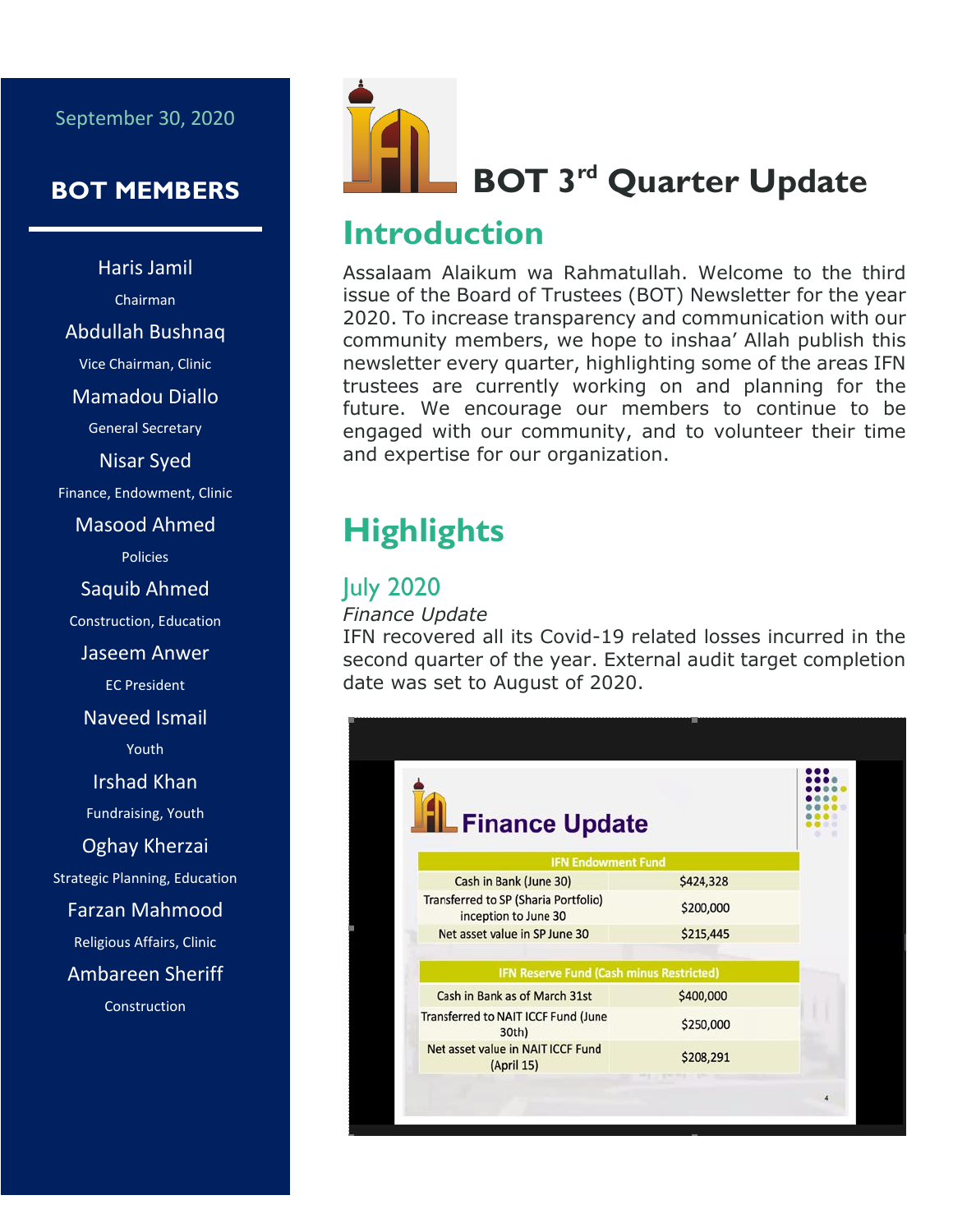September 30, 2020

## BOT MEMBERS

Haris Jamil
Chairman

Abdullah Bushnaq
Vice Chairman, Clinic

Mamadou Diallo
General Secretary

Nisar Syed
Finance, Endowment, Clinic

Masood Ahmed
Policies

Saquib Ahmed
Construction, Education

Jaseem Anwer
EC President

Naveed Ismail
Youth

Irshad Khan
Fundraising, Youth

Oghay Kherzai
Strategic Planning, Education

Farzan Mahmood
Religious Affairs, Clinic

Ambareen Sheriff
Construction

# BOT 3rd Quarter Update

## Introduction

Assalaam Alaikum wa Rahmatullah. Welcome to the third issue of the Board of Trustees (BOT) Newsletter for the year 2020. To increase transparency and communication with our community members, we hope to inshaa' Allah publish this newsletter every quarter, highlighting some of the areas IFN trustees are currently working on and planning for the future. We encourage our members to continue to be engaged with our community, and to volunteer their time and expertise for our organization.

## Highlights

### July 2020

*Finance Update*

IFN recovered all its Covid-19 related losses incurred in the second quarter of the year. External audit target completion date was set to August of 2020.

**Finance Update**

| IFN Endowment Fund | |
|---|---|
| Cash in Bank (June 30) | $424,328 |
| Transferred to SP (Sharia Portfolio) inception to June 30 | $200,000 |
| Net asset value in SP June 30 | $215,445 |

| IFN Reserve Fund (Cash minus Restricted) | |
|---|---|
| Cash in Bank as of March 31st | $400,000 |
| Transferred to NAIT ICCF Fund (June 30th) | $250,000 |
| Net asset value in NAIT ICCF Fund (April 15) | $208,291 |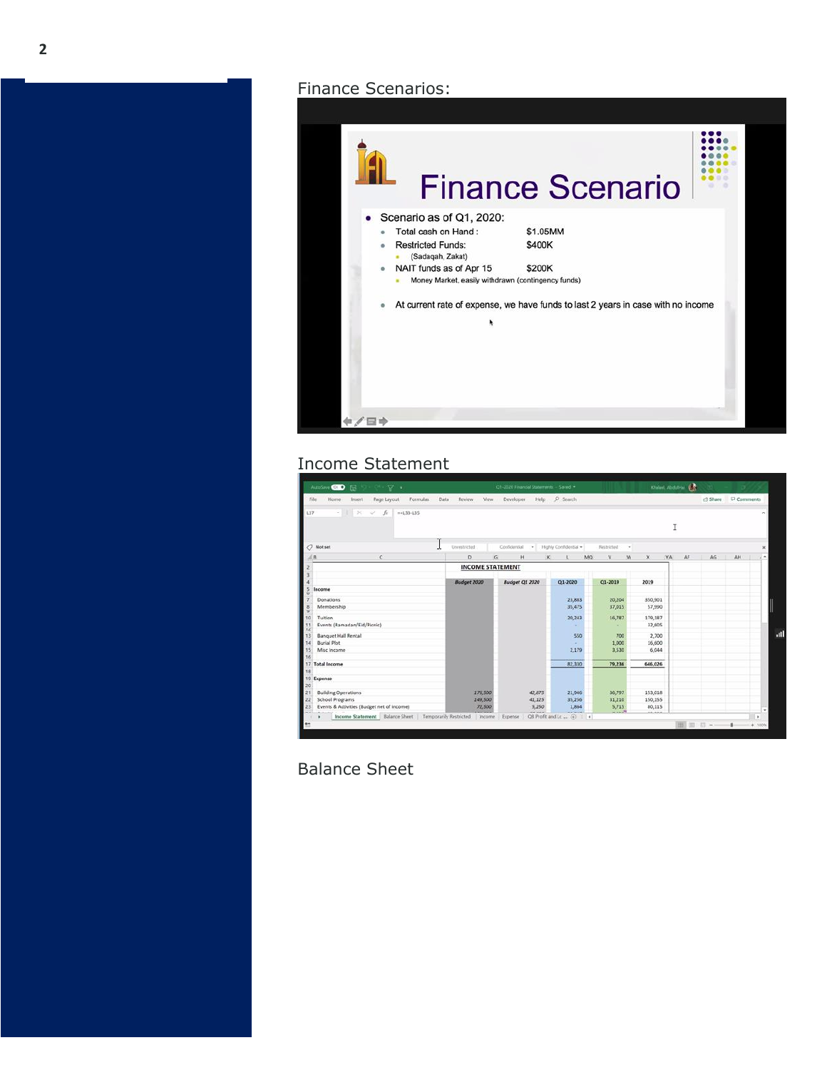Finance Scenarios:

## Finance Scenario

- Scenario as of Q1, 2020:
  - Total cash on Hand : $1.05MM
  - Restricted Funds: $400K
    - (Sadaqah, Zakat)
  - NAIT funds as of Apr 15 $200K
    - Money Market, easily withdrawn (contingency funds)
  - At current rate of expense, we have funds to last 2 years in case with no income

Income Statement

**INCOME STATEMENT**

| | Budget 2020 | Budget Q1 2020 | Q1-2020 | Q1-2019 | 2019 |
|---|---|---|---|---|---|
| **Income** | | | | | |
| Donations | | | 23,883 | 20,204 | 350,901 |
| Membership | | | 35,475 | 37,015 | 57,990 |
| Tuition | | | 20,243 | 16,787 | 179,187 |
| Events (Ramadan/Eid/Picnic) | | | - | - | 12,605 |
| Banquet Hall Rental | | | 550 | 700 | 2,700 |
| Burial Plot | | | - | 1,000 | 16,600 |
| Misc Income | | | 2,179 | 3,530 | 6,044 |
| **Total Income** | | | 82,330 | 79,236 | 646,026 |
| **Expense** | | | | | |
| Building Operations | 170,500 | 42,675 | 21,946 | 36,797 | 153,018 |
| School Programs | 149,500 | 41,125 | 35,236 | 31,210 | 150,155 |
| Events & Activities (Budget net of income) | 72,500 | 5,250 | 1,864 | 5,715 | 80,115 |

Balance Sheet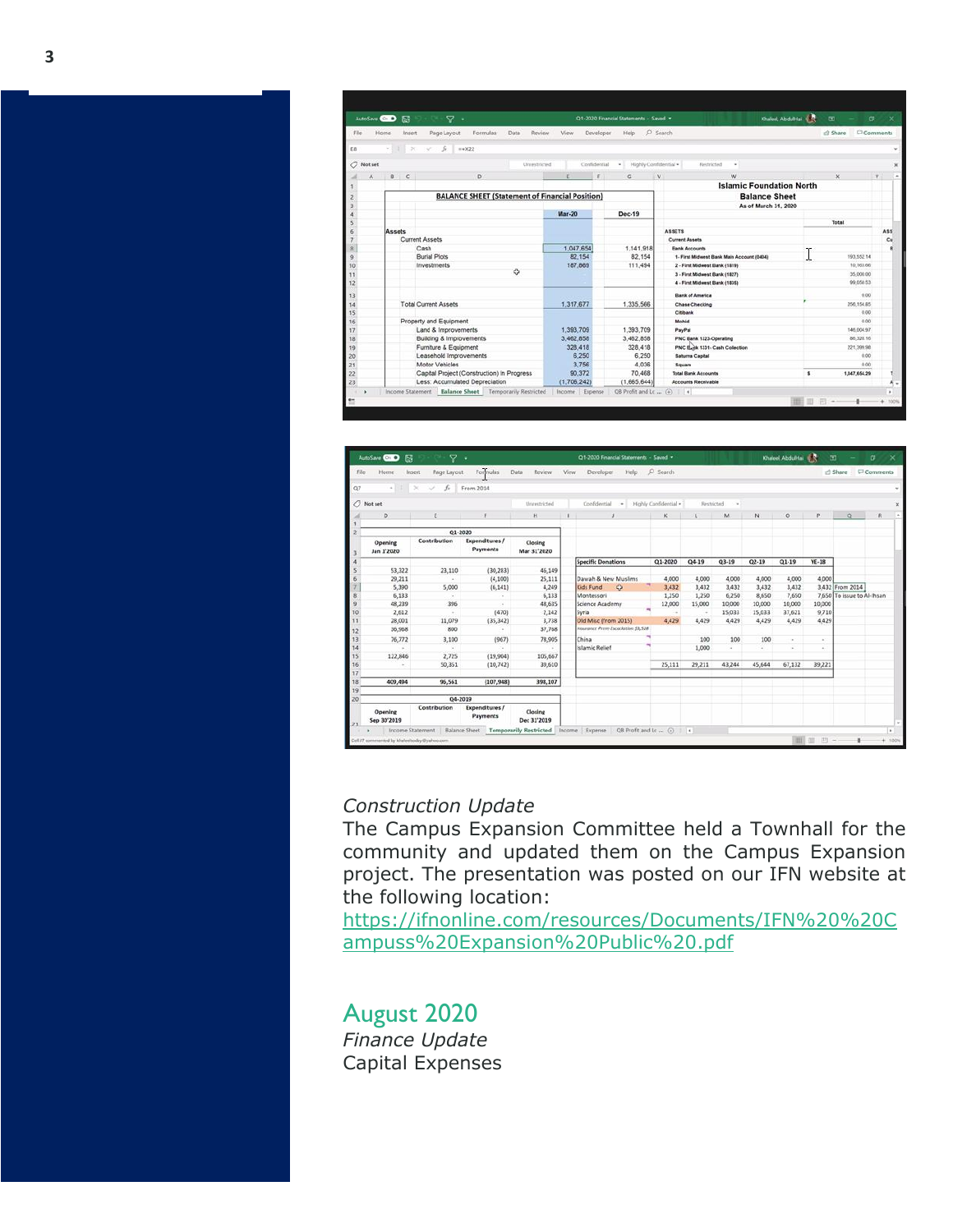*Construction Update*

The Campus Expansion Committee held a Townhall for the community and updated them on the Campus Expansion project. The presentation was posted on our IFN website at the following location:
[https://ifnonline.com/resources/Documents/IFN%20%20Campuss%20Expansion%20Public%20.pdf](https://ifnonline.com/resources/Documents/IFN%20%20Campuss%20Expansion%20Public%20.pdf)

## August 2020

*Finance Update*

Capital Expenses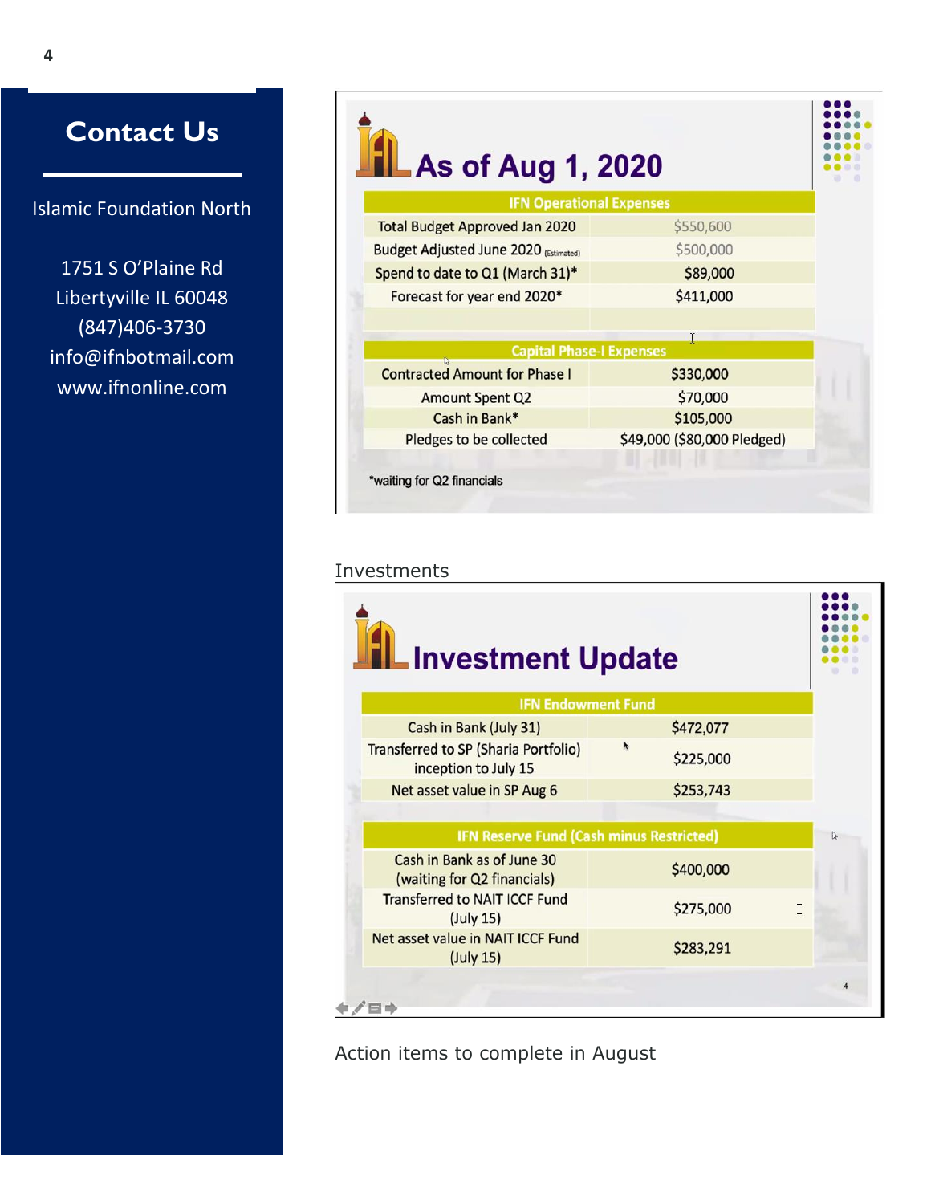## Contact Us

Islamic Foundation North

1751 S O'Plaine Rd
Libertyville IL 60048
(847)406-3730
info@ifnbotmail.com
www.ifnonline.com

## As of Aug 1, 2020

| IFN Operational Expenses | |
|---|---|
| Total Budget Approved Jan 2020 | $550,600 |
| Budget Adjusted June 2020 (Estimated) | $500,000 |
| Spend to date to Q1 (March 31)* | $89,000 |
| Forecast for year end 2020* | $411,000 |

| Capital Phase-I Expenses | |
|---|---|
| Contracted Amount for Phase I | $330,000 |
| Amount Spent Q2 | $70,000 |
| Cash in Bank* | $105,000 |
| Pledges to be collected | $49,000 ($80,000 Pledged) |

*waiting for Q2 financials

Investments

## Investment Update

| IFN Endowment Fund | |
|---|---|
| Cash in Bank (July 31) | $472,077 |
| Transferred to SP (Sharia Portfolio) inception to July 15 | $225,000 |
| Net asset value in SP Aug 6 | $253,743 |

| IFN Reserve Fund (Cash minus Restricted) | |
|---|---|
| Cash in Bank as of June 30 (waiting for Q2 financials) | $400,000 |
| Transferred to NAIT ICCF Fund (July 15) | $275,000 |
| Net asset value in NAIT ICCF Fund (July 15) | $283,291 |

Action items to complete in August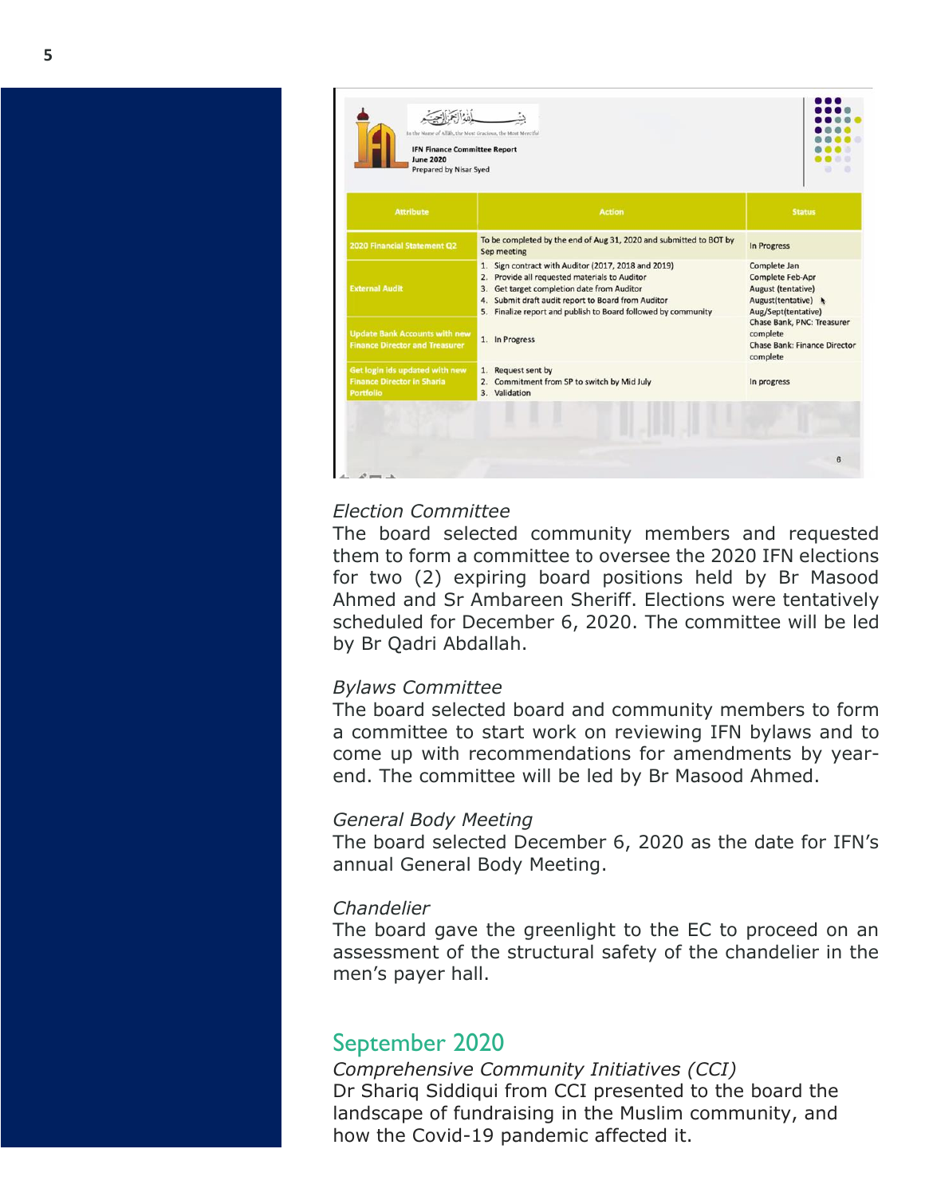IFN Finance Committee Report
June 2020
Prepared by Nisar Syed

| Attribute | Action | Status |
| --- | --- | --- |
| 2020 Financial Statement Q2 | To be completed by the end of Aug 31, 2020 and submitted to BOT by Sep meeting | In Progress |
| External Audit | 1. Sign contract with Auditor (2017, 2018 and 2019)<br>2. Provide all requested materials to Auditor<br>3. Get target completion date from Auditor<br>4. Submit draft audit report to Board from Auditor<br>5. Finalize report and publish to Board followed by community | Complete Jan<br>Complete Feb-Apr<br>August (tentative)<br>August(tentative)<br>Aug/Sept(tentative) |
| Update Bank Accounts with new Finance Director and Treasurer | 1. In Progress | Chase Bank, PNC: Treasurer complete<br>Chase Bank: Finance Director complete |
| Get login ids updated with new Finance Director in Sharia Portfolio | 1. Request sent by<br>2. Commitment from SP to switch by Mid July<br>3. Validation | In progress |

*Election Committee*
The board selected community members and requested them to form a committee to oversee the 2020 IFN elections for two (2) expiring board positions held by Br Masood Ahmed and Sr Ambareen Sheriff. Elections were tentatively scheduled for December 6, 2020. The committee will be led by Br Qadri Abdallah.

*Bylaws Committee*
The board selected board and community members to form a committee to start work on reviewing IFN bylaws and to come up with recommendations for amendments by year-end. The committee will be led by Br Masood Ahmed.

*General Body Meeting*
The board selected December 6, 2020 as the date for IFN's annual General Body Meeting.

*Chandelier*
The board gave the greenlight to the EC to proceed on an assessment of the structural safety of the chandelier in the men's payer hall.

## September 2020

*Comprehensive Community Initiatives (CCI)*
Dr Shariq Siddiqui from CCI presented to the board the landscape of fundraising in the Muslim community, and how the Covid-19 pandemic affected it.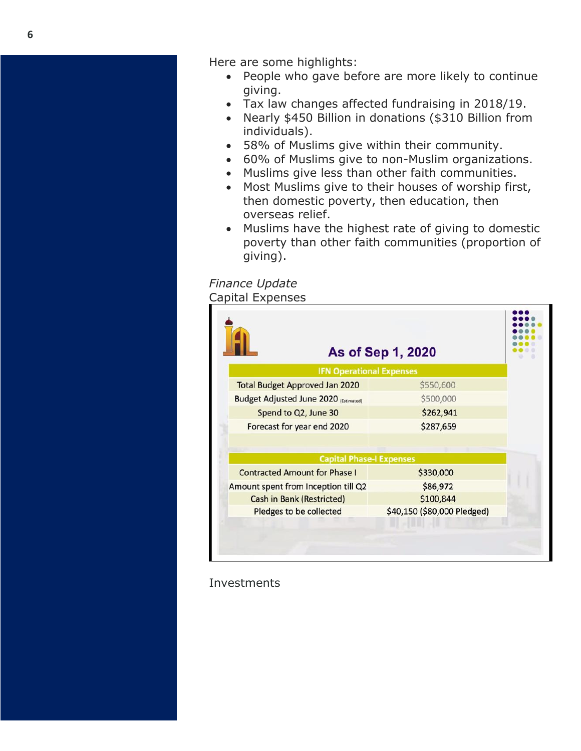Here are some highlights:

- People who gave before are more likely to continue giving.
- Tax law changes affected fundraising in 2018/19.
- Nearly $450 Billion in donations ($310 Billion from individuals).
- 58% of Muslims give within their community.
- 60% of Muslims give to non-Muslim organizations.
- Muslims give less than other faith communities.
- Most Muslims give to their houses of worship first, then domestic poverty, then education, then overseas relief.
- Muslims have the highest rate of giving to domestic poverty than other faith communities (proportion of giving).

*Finance Update*

Capital Expenses

**As of Sep 1, 2020**

| IFN Operational Expenses | |
|---|---|
| Total Budget Approved Jan 2020 | $550,600 |
| Budget Adjusted June 2020 (Estimated) | $500,000 |
| Spend to Q2, June 30 | $262,941 |
| Forecast for year end 2020 | $287,659 |

| Capital Phase-I Expenses | |
|---|---|
| Contracted Amount for Phase I | $330,000 |
| Amount spent from Inception till Q2 | $86,972 |
| Cash in Bank (Restricted) | $100,844 |
| Pledges to be collected | $40,150 ($80,000 Pledged) |

Investments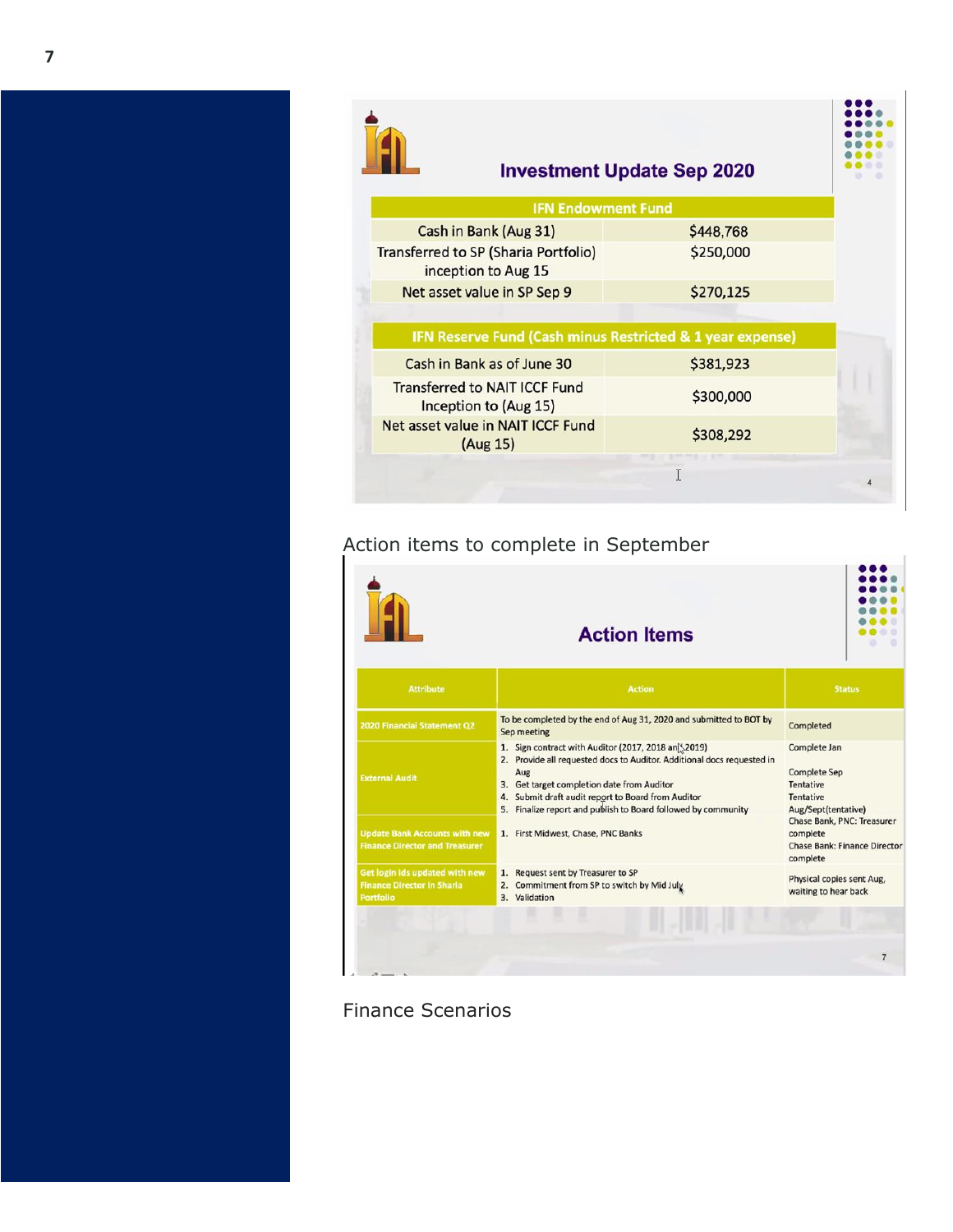## Investment Update Sep 2020

| IFN Endowment Fund | |
|---|---|
| Cash in Bank (Aug 31) | $448,768 |
| Transferred to SP (Sharia Portfolio) inception to Aug 15 | $250,000 |
| Net asset value in SP Sep 9 | $270,125 |

| IFN Reserve Fund (Cash minus Restricted & 1 year expense) | |
|---|---|
| Cash in Bank as of June 30 | $381,923 |
| Transferred to NAIT ICCF Fund Inception to (Aug 15) | $300,000 |
| Net asset value in NAIT ICCF Fund (Aug 15) | $308,292 |

Action items to complete in September

## Action Items

| Attribute | Action | Status |
|---|---|---|
| 2020 Financial Statement Q2 | To be completed by the end of Aug 31, 2020 and submitted to BOT by Sep meeting | Completed |
| External Audit | 1. Sign contract with Auditor (2017, 2018 and 2019)<br>2. Provide all requested docs to Auditor. Additional docs requested in Aug<br>3. Get target completion date from Auditor<br>4. Submit draft audit report to Board from Auditor<br>5. Finalize report and publish to Board followed by community | Complete Jan<br><br>Complete Sep<br>Tentative<br>Tentative<br>Aug/Sept(tentative) |
| Update Bank Accounts with new Finance Director and Treasurer | 1. First Midwest, Chase, PNC Banks | Chase Bank, PNC: Treasurer complete<br>Chase Bank: Finance Director complete |
| Get login Ids updated with new Finance Director in Sharia Portfolio | 1. Request sent by Treasurer to SP<br>2. Commitment from SP to switch by Mid July<br>3. Validation | Physical copies sent Aug, waiting to hear back |

Finance Scenarios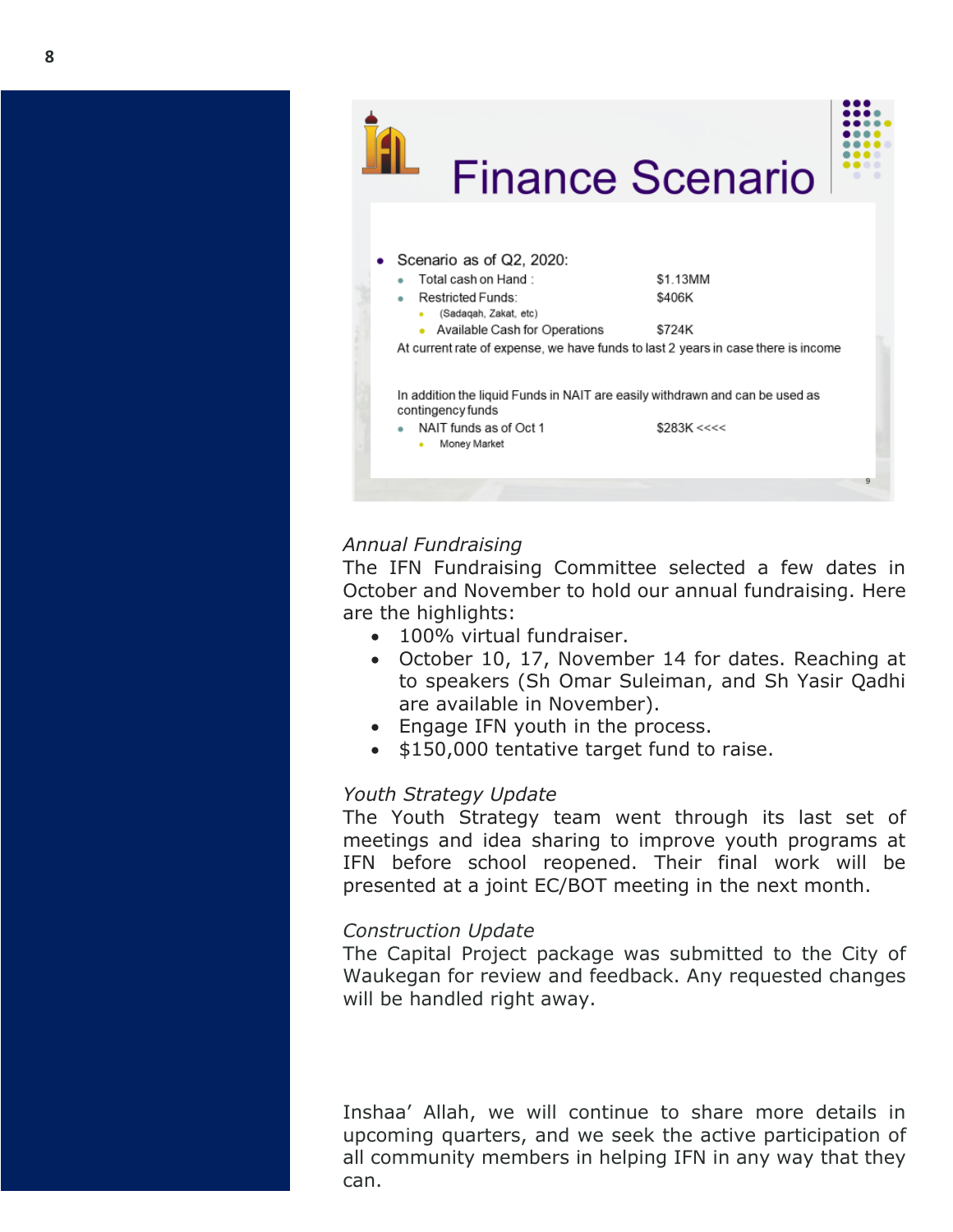## Finance Scenario

- Scenario as of Q2, 2020:
  - Total cash on Hand : $1.13MM
  - Restricted Funds: $406K
    - (Sadaqah, Zakat, etc)
    - Available Cash for Operations $724K

  At current rate of expense, we have funds to last 2 years in case there is income

  In addition the liquid Funds in NAIT are easily withdrawn and can be used as contingency funds

  - NAIT funds as of Oct 1 $283K <<<<
    - Money Market

*Annual Fundraising*

The IFN Fundraising Committee selected a few dates in October and November to hold our annual fundraising. Here are the highlights:

- 100% virtual fundraiser.
- October 10, 17, November 14 for dates. Reaching at to speakers (Sh Omar Suleiman, and Sh Yasir Qadhi are available in November).
- Engage IFN youth in the process.
- $150,000 tentative target fund to raise.

*Youth Strategy Update*

The Youth Strategy team went through its last set of meetings and idea sharing to improve youth programs at IFN before school reopened. Their final work will be presented at a joint EC/BOT meeting in the next month.

*Construction Update*

The Capital Project package was submitted to the City of Waukegan for review and feedback. Any requested changes will be handled right away.

Inshaa' Allah, we will continue to share more details in upcoming quarters, and we seek the active participation of all community members in helping IFN in any way that they can.